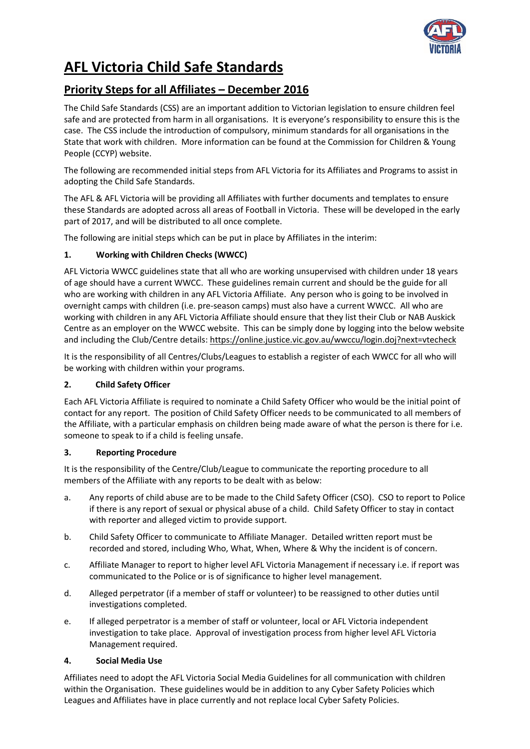# AFL Victoria Child Safe Standards

## Priority Steps for all Affiliates – December 2016

The Child Safe Standards (CSS) are an important addition to Victorian legislation to ensure children feel safe and are protected from harm in all organisations. It is everyone's responsibility to ensure this is the case. The CSS include the introduction of compulsory, minimum standards for all organisations in the State that work with children. More information can be found at the Commission for Children & Young People (CCYP) website.

The following are recommended initial steps from AFL Victoria for its Affiliates and Programs to assist in adopting the Child Safe Standards.

The AFL & AFL Victoria will be providing all Affiliates with further documents and templates to ensure these Standards are adopted across all areas of Football in Victoria. These will be developed in the early part of 2017, and will be distributed to all once complete.

The following are initial steps which can be put in place by Affiliates in the interim:

### 1. Working with Children Checks (WWCC)

AFL Victoria WWCC guidelines state that all who are working unsupervised with children under 18 years of age should have a current WWCC. These guidelines remain current and should be the guide for all who are working with children in any AFL Victoria Affiliate. Any person who is going to be involved in overnight camps with children (i.e. pre-season camps) must also have a current WWCC. All who are working with children in any AFL Victoria Affiliate should ensure that they list their Club or NAB Auskick Centre as an employer on the WWCC website. This can be simply done by logging into the below website and including the Club/Centre details: https://online.justice.vic.gov.au/wwccu/login.doj?next=vtecheck

It is the responsibility of all Centres/Clubs/Leagues to establish a register of each WWCC for all who will be working with children within your programs.

### 2. Child Safety Officer

Each AFL Victoria Affiliate is required to nominate a Child Safety Officer who would be the initial point of contact for any report. The position of Child Safety Officer needs to be communicated to all members of the Affiliate, with a particular emphasis on children being made aware of what the person is there for i.e. someone to speak to if a child is feeling unsafe.

### 3. Reporting Procedure

It is the responsibility of the Centre/Club/League to communicate the reporting procedure to all members of the Affiliate with any reports to be dealt with as below:

a. Any reports of child abuse are to be made to the Child Safety Officer (CSO). CSO to report to Police if there is any report of sexual or physical abuse of a child. Child Safety Officer to stay in contact with reporter and alleged victim to provide support.

b. Child Safety Officer to communicate to Affiliate Manager. Detailed written report must be recorded and stored, including Who, What, When, Where & Why the incident is of concern.

c. Affiliate Manager to report to higher level AFL Victoria Management if necessary i.e. if report was communicated to the Police or is of significance to higher level management.

d. Alleged perpetrator (if a member of staff or volunteer) to be reassigned to other duties until investigations completed.

e. If alleged perpetrator is a member of staff or volunteer, local or AFL Victoria independent investigation to take place. Approval of investigation process from higher level AFL Victoria Management required.

### 4. Social Media Use

Affiliates need to adopt the AFL Victoria Social Media Guidelines for all communication with children within the Organisation. These guidelines would be in addition to any Cyber Safety Policies which Leagues and Affiliates have in place currently and not replace local Cyber Safety Policies.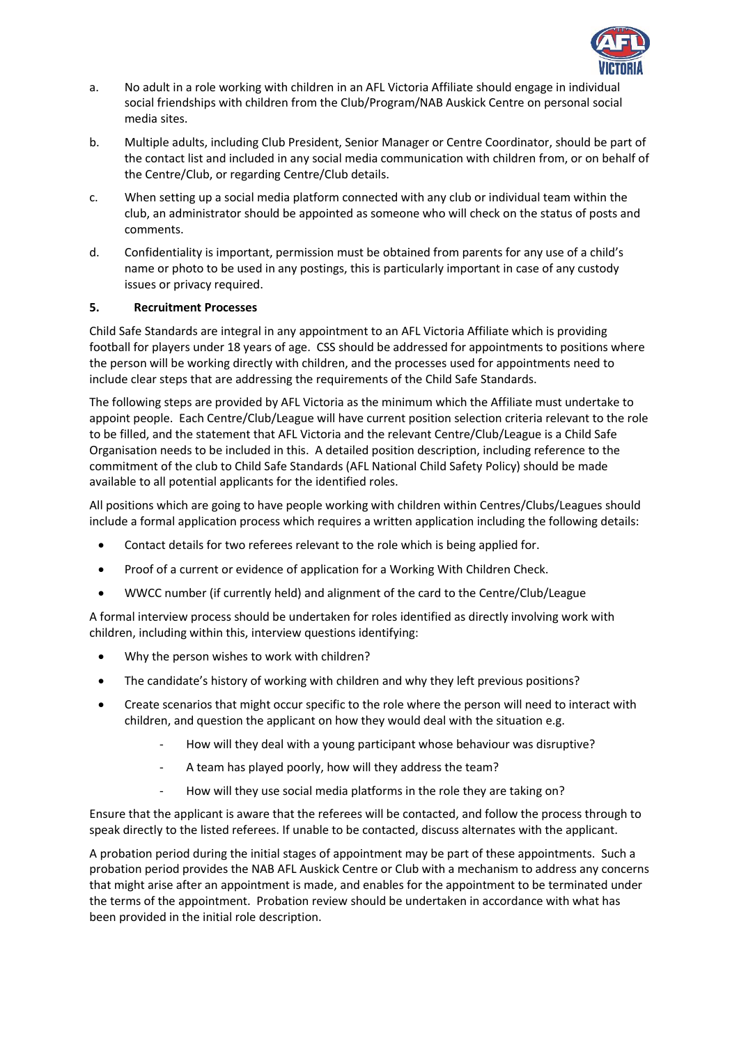a. No adult in a role working with children in an AFL Victoria Affiliate should engage in individual social friendships with children from the Club/Program/NAB Auskick Centre on personal social media sites.

b. Multiple adults, including Club President, Senior Manager or Centre Coordinator, should be part of the contact list and included in any social media communication with children from, or on behalf of the Centre/Club, or regarding Centre/Club details.

c. When setting up a social media platform connected with any club or individual team within the club, an administrator should be appointed as someone who will check on the status of posts and comments.

d. Confidentiality is important, permission must be obtained from parents for any use of a child's name or photo to be used in any postings, this is particularly important in case of any custody issues or privacy required.

## 5. Recruitment Processes

Child Safe Standards are integral in any appointment to an AFL Victoria Affiliate which is providing football for players under 18 years of age. CSS should be addressed for appointments to positions where the person will be working directly with children, and the processes used for appointments need to include clear steps that are addressing the requirements of the Child Safe Standards.

The following steps are provided by AFL Victoria as the minimum which the Affiliate must undertake to appoint people. Each Centre/Club/League will have current position selection criteria relevant to the role to be filled, and the statement that AFL Victoria and the relevant Centre/Club/League is a Child Safe Organisation needs to be included in this. A detailed position description, including reference to the commitment of the club to Child Safe Standards (AFL National Child Safety Policy) should be made available to all potential applicants for the identified roles.

All positions which are going to have people working with children within Centres/Clubs/Leagues should include a formal application process which requires a written application including the following details:

- Contact details for two referees relevant to the role which is being applied for.
- Proof of a current or evidence of application for a Working With Children Check.
- WWCC number (if currently held) and alignment of the card to the Centre/Club/League

A formal interview process should be undertaken for roles identified as directly involving work with children, including within this, interview questions identifying:

- Why the person wishes to work with children?
- The candidate's history of working with children and why they left previous positions?
- Create scenarios that might occur specific to the role where the person will need to interact with children, and question the applicant on how they would deal with the situation e.g.
    - How will they deal with a young participant whose behaviour was disruptive?
    - A team has played poorly, how will they address the team?
    - How will they use social media platforms in the role they are taking on?

Ensure that the applicant is aware that the referees will be contacted, and follow the process through to speak directly to the listed referees. If unable to be contacted, discuss alternates with the applicant.

A probation period during the initial stages of appointment may be part of these appointments. Such a probation period provides the NAB AFL Auskick Centre or Club with a mechanism to address any concerns that might arise after an appointment is made, and enables for the appointment to be terminated under the terms of the appointment. Probation review should be undertaken in accordance with what has been provided in the initial role description.